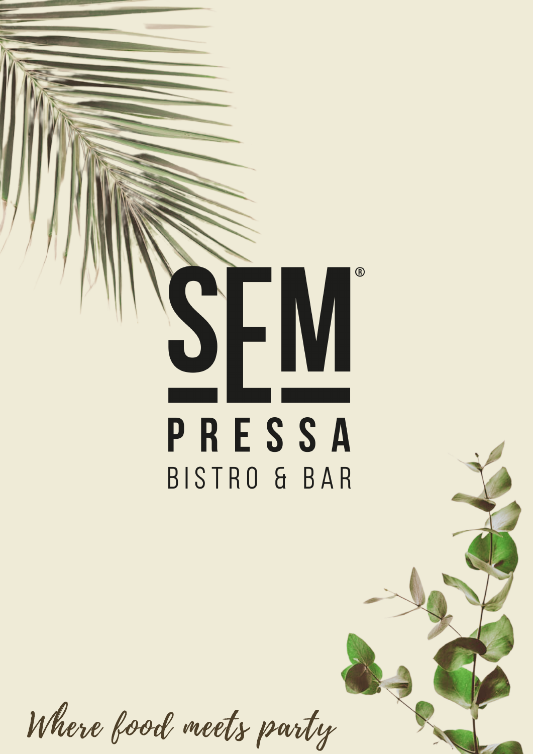# SEM®

## PRESSA

### BISTRO & BAR

*Where food meets party*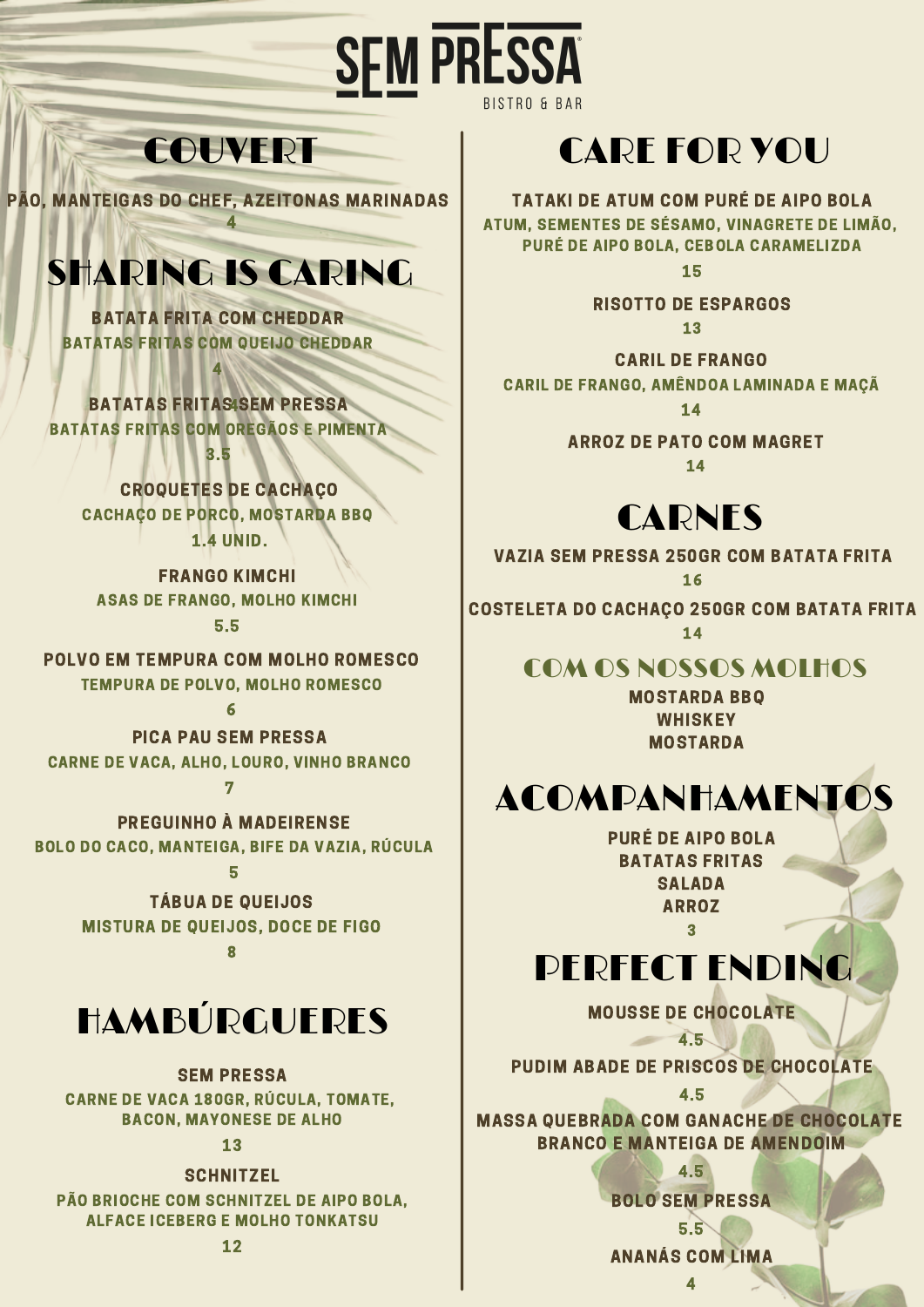# SEM PRESSA

BISTRO & BAR

## COUVERT

**PÃO, MANTEIGAS DO CHEF, AZEITONAS MARINADAS**
4

## SHARING IS CARING

**BATATA FRITA COM CHEDDAR**
BATATAS FRITAS COM QUEIJO CHEDDAR
4

**BATATAS FRITAS SEM PRESSA**
BATATAS FRITAS COM OREGÃOS E PIMENTA
3.5

**CROQUETES DE CACHAÇO**
CACHAÇO DE PORCO, MOSTARDA BBQ
1.4 UNID.

**FRANGO KIMCHI**
ASAS DE FRANGO, MOLHO KIMCHI
5.5

**POLVO EM TEMPURA COM MOLHO ROMESCO**
TEMPURA DE POLVO, MOLHO ROMESCO
6

**PICA PAU SEM PRESSA**
CARNE DE VACA, ALHO, LOURO, VINHO BRANCO
7

**PREGUINHO À MADEIRENSE**
BOLO DO CACO, MANTEIGA, BIFE DA VAZIA, RÚCULA
5

**TÁBUA DE QUEIJOS**
MISTURA DE QUEIJOS, DOCE DE FIGO
8

## HAMBÚRGUERES

**SEM PRESSA**
CARNE DE VACA 180GR, RÚCULA, TOMATE, BACON, MAYONESE DE ALHO
13

**SCHNITZEL**
PÃO BRIOCHE COM SCHNITZEL DE AIPO BOLA, ALFACE ICEBERG E MOLHO TONKATSU
12

## CARE FOR YOU

**TATAKI DE ATUM COM PURÉ DE AIPO BOLA**
ATUM, SEMENTES DE SÉSAMO, VINAGRETE DE LIMÃO, PURÉ DE AIPO BOLA, CEBOLA CARAMELIZDA
15

**RISOTTO DE ESPARGOS**
13

**CARIL DE FRANGO**
CARIL DE FRANGO, AMÊNDOA LAMINADA E MAÇÃ
14

**ARROZ DE PATO COM MAGRET**
14

## CARNES

**VAZIA SEM PRESSA 250GR COM BATATA FRITA**
16

**COSTELETA DO CACHAÇO 250GR COM BATATA FRITA**
14

### COM OS NOSSOS MOLHOS

MOSTARDA BBQ
WHISKEY
MOSTARDA

## ACOMPANHAMENTOS

PURÉ DE AIPO BOLA
BATATAS FRITAS
SALADA
ARROZ
3

## PERFECT ENDING

**MOUSSE DE CHOCOLATE**
4.5

**PUDIM ABADE DE PRISCOS DE CHOCOLATE**
4.5

**MASSA QUEBRADA COM GANACHE DE CHOCOLATE BRANCO E MANTEIGA DE AMENDOIM**
4.5

**BOLO SEM PRESSA**
5.5

**ANANÁS COM LIMA**
4